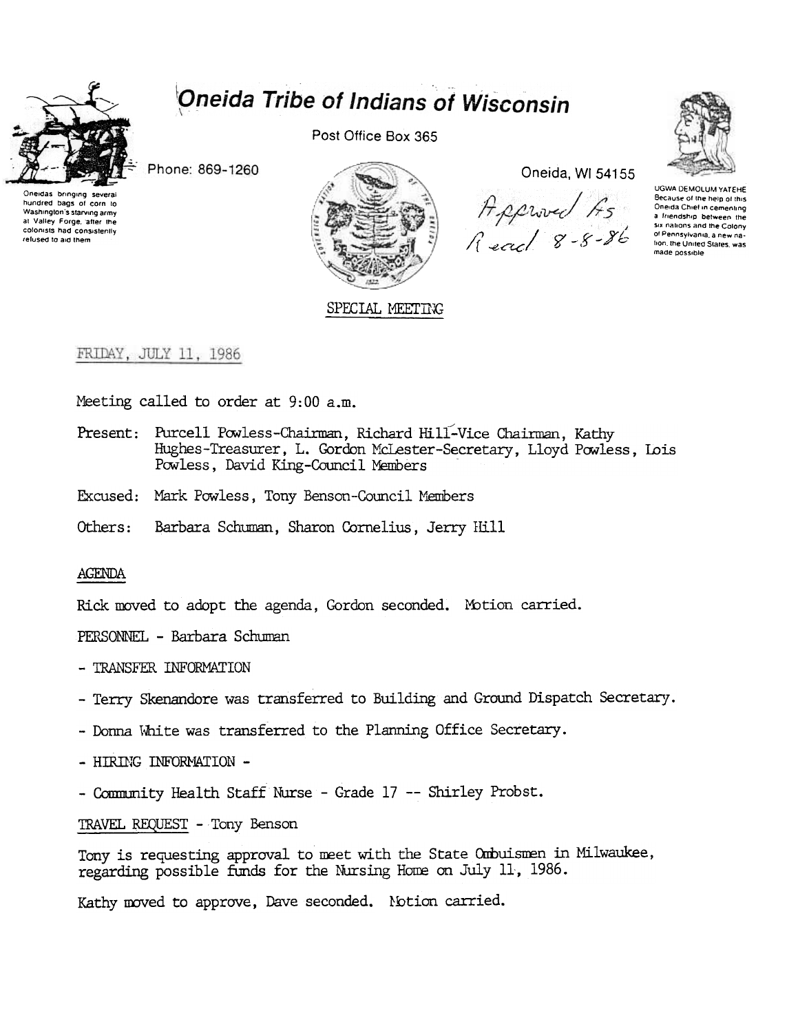# Oneida Tribe of Indians of Wisconsin

Oneidas bringing several hundred bags of corn to Washington's starving army at Valley Forge, after the colonists had consistently refused to aid them

Phone: 869-1260

Post Office Box 365

Oneida, WI 54155

Approved As Read 8-8-86

UGWA DEMOLUM YATEHE
Because of the help of this Oneida Chief in cementing a friendship between the six nations and the Colony of Pennsylvania, a new nation, the United States, was made possible

SPECIAL MEETING

FRIDAY, JULY 11, 1986

Meeting called to order at 9:00 a.m.

Present: Purcell Powless-Chairman, Richard Hill-Vice Chairman, Kathy Hughes-Treasurer, L. Gordon McLester-Secretary, Lloyd Powless, Lois Powless, David King-Council Members

Excused: Mark Powless, Tony Benson-Council Members

Others: Barbara Schuman, Sharon Cornelius, Jerry Hill

AGENDA

Rick moved to adopt the agenda, Gordon seconded. Motion carried.

PERSONNEL - Barbara Schuman

- TRANSFER INFORMATION
- Terry Skenandore was transferred to Building and Ground Dispatch Secretary.
- Donna White was transferred to the Planning Office Secretary.
- HIRING INFORMATION -
- Community Health Staff Nurse - Grade 17 -- Shirley Probst.

TRAVEL REQUEST - Tony Benson

Tony is requesting approval to meet with the State Ombuismen in Milwaukee, regarding possible funds for the Nursing Home on July 11, 1986.

Kathy moved to approve, Dave seconded. Motion carried.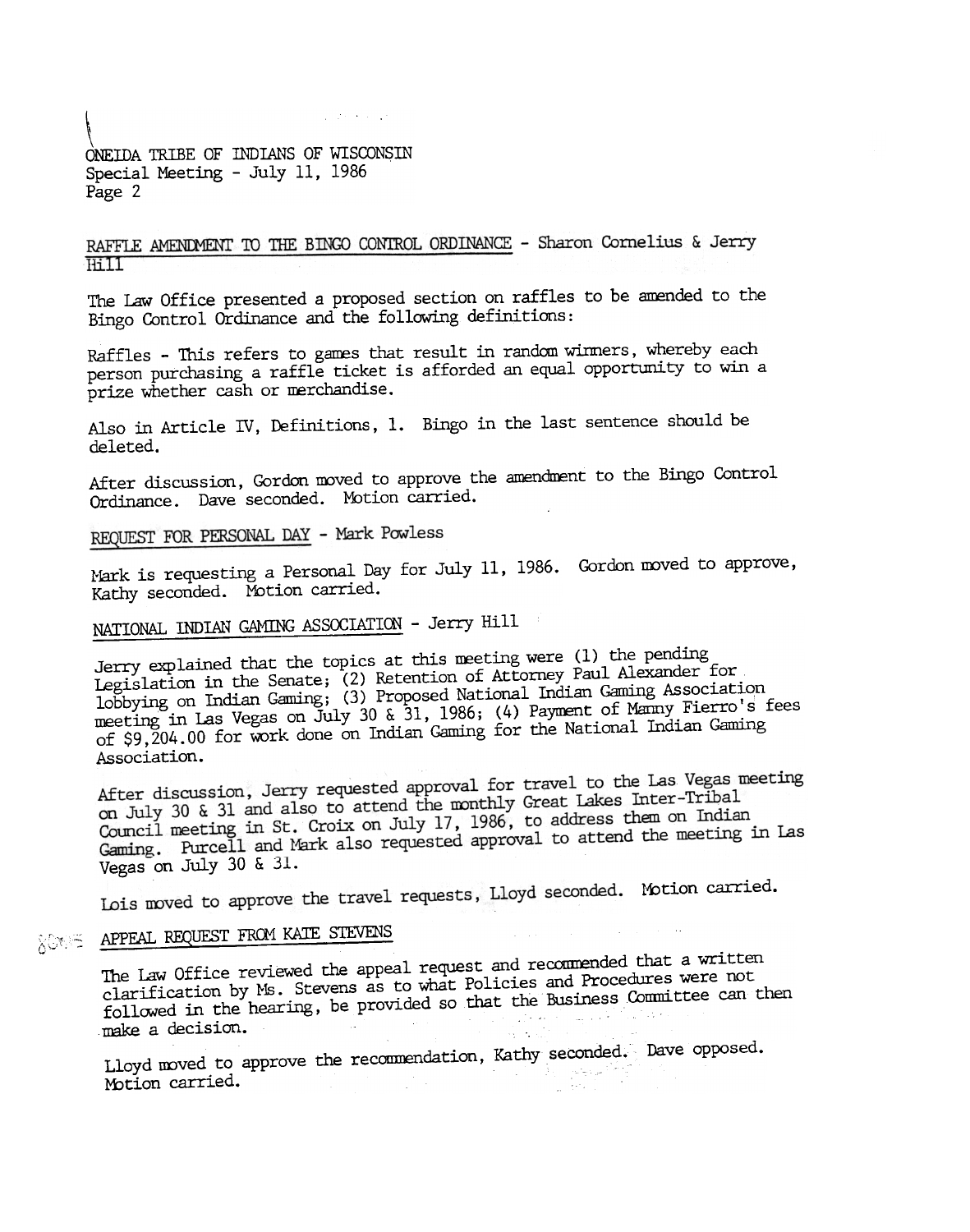ONEIDA TRIBE OF INDIANS OF WISCONSIN
Special Meeting - July 11, 1986

RAFFLE AMENDMENT TO THE BINGO CONTROL ORDINANCE - Sharon Cornelius & Jerry Hill

The Law Office presented a proposed section on raffles to be amended to the Bingo Control Ordinance and the following definitions:

Raffles - This refers to games that result in random winners, whereby each person purchasing a raffle ticket is afforded an equal opportunity to win a prize whether cash or merchandise.

Also in Article IV, Definitions, 1. Bingo in the last sentence should be deleted.

After discussion, Gordon moved to approve the amendment to the Bingo Control Ordinance. Dave seconded. Motion carried.

REQUEST FOR PERSONAL DAY - Mark Powless

Mark is requesting a Personal Day for July 11, 1986. Gordon moved to approve, Kathy seconded. Motion carried.

NATIONAL INDIAN GAMING ASSOCIATION - Jerry Hill

Jerry explained that the topics at this meeting were (1) the pending Legislation in the Senate; (2) Retention of Attorney Paul Alexander for lobbying on Indian Gaming; (3) Proposed National Indian Gaming Association meeting in Las Vegas on July 30 & 31, 1986; (4) Payment of Manny Fierro's fees of $9,204.00 for work done on Indian Gaming for the National Indian Gaming Association.

After discussion, Jerry requested approval for travel to the Las Vegas meeting on July 30 & 31 and also to attend the monthly Great Lakes Inter-Tribal Council meeting in St. Croix on July 17, 1986, to address them on Indian Gaming. Purcell and Mark also requested approval to attend the meeting in Las Vegas on July 30 & 31.

Lois moved to approve the travel requests, Lloyd seconded. Motion carried.

APPEAL REQUEST FROM KATE STEVENS

The Law Office reviewed the appeal request and recommended that a written clarification by Ms. Stevens as to what Policies and Procedures were not followed in the hearing, be provided so that the Business Committee can then make a decision.

Lloyd moved to approve the recommendation, Kathy seconded. Dave opposed. Motion carried.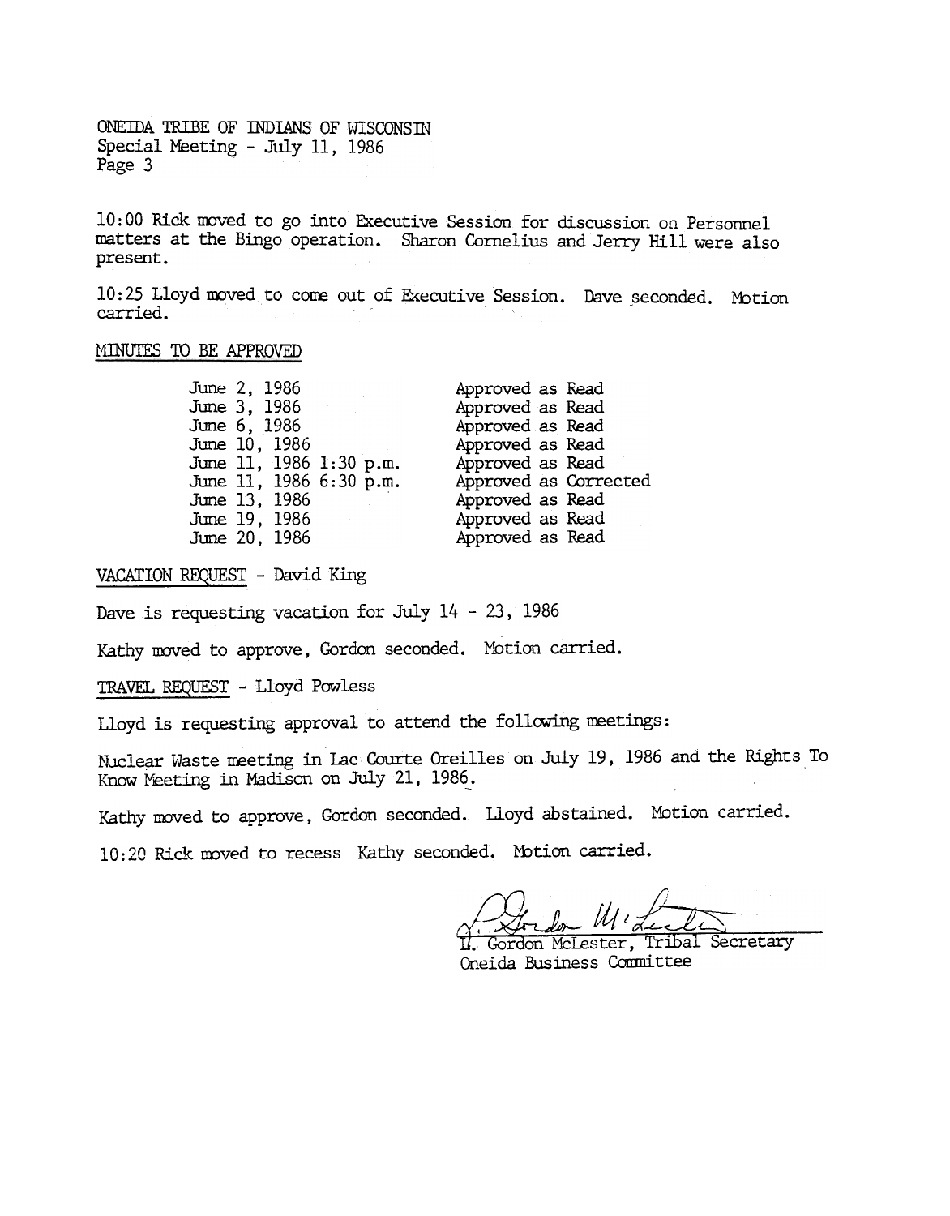ONEIDA TRIBE OF INDIANS OF WISCONSIN
Special Meeting - July 11, 1986
Page 3

10:00 Rick moved to go into Executive Session for discussion on Personnel matters at the Bingo operation. Sharon Cornelius and Jerry Hill were also present.

10:25 Lloyd moved to come out of Executive Session. Dave seconded. Motion carried.

MINUTES TO BE APPROVED

| | |
|---|---|
| June 2, 1986 | Approved as Read |
| June 3, 1986 | Approved as Read |
| June 6, 1986 | Approved as Read |
| June 10, 1986 | Approved as Read |
| June 11, 1986 1:30 p.m. | Approved as Read |
| June 11, 1986 6:30 p.m. | Approved as Corrected |
| June 13, 1986 | Approved as Read |
| June 19, 1986 | Approved as Read |
| June 20, 1986 | Approved as Read |

VACATION REQUEST - David King

Dave is requesting vacation for July 14 - 23, 1986

Kathy moved to approve, Gordon seconded. Motion carried.

TRAVEL REQUEST - Lloyd Powless

Lloyd is requesting approval to attend the following meetings:

Nuclear Waste meeting in Lac Courte Oreilles on July 19, 1986 and the Rights To Know Meeting in Madison on July 21, 1986.

Kathy moved to approve, Gordon seconded. Lloyd abstained. Motion carried.

10:20 Rick moved to recess Kathy seconded. Motion carried.

II. Gordon McLester, Tribal Secretary
Oneida Business Committee